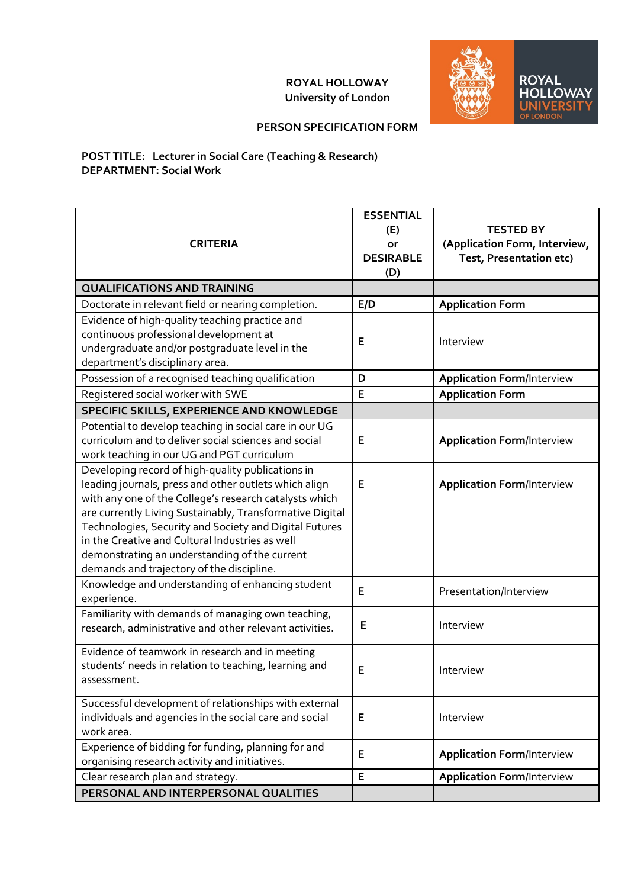**ROYAL HOLLOWAY**
**University of London**

**PERSON SPECIFICATION FORM**

**POST TITLE: Lecturer in Social Care (Teaching & Research)**
**DEPARTMENT: Social Work**

| CRITERIA | ESSENTIAL (E) or DESIRABLE (D) | TESTED BY (Application Form, Interview, Test, Presentation etc) |
|---|---|---|
| **QUALIFICATIONS AND TRAINING** | | |
| Doctorate in relevant field or nearing completion. | **E/D** | **Application Form** |
| Evidence of high-quality teaching practice and continuous professional development at undergraduate and/or postgraduate level in the department's disciplinary area. | **E** | Interview |
| Possession of a recognised teaching qualification | **D** | **Application Form**/Interview |
| Registered social worker with SWE | **E** | **Application Form** |
| **SPECIFIC SKILLS, EXPERIENCE AND KNOWLEDGE** | | |
| Potential to develop teaching in social care in our UG curriculum and to deliver social sciences and social work teaching in our UG and PGT curriculum | **E** | **Application Form**/Interview |
| Developing record of high-quality publications in leading journals, press and other outlets which align with any one of the College's research catalysts which are currently Living Sustainably, Transformative Digital Technologies, Security and Society and Digital Futures in the Creative and Cultural Industries as well demonstrating an understanding of the current demands and trajectory of the discipline. | **E** | **Application Form**/Interview |
| Knowledge and understanding of enhancing student experience. | **E** | Presentation/Interview |
| Familiarity with demands of managing own teaching, research, administrative and other relevant activities. | **E** | Interview |
| Evidence of teamwork in research and in meeting students' needs in relation to teaching, learning and assessment. | **E** | Interview |
| Successful development of relationships with external individuals and agencies in the social care and social work area. | **E** | Interview |
| Experience of bidding for funding, planning for and organising research activity and initiatives. | **E** | **Application Form**/Interview |
| Clear research plan and strategy. | **E** | **Application Form**/Interview |
| **PERSONAL AND INTERPERSONAL QUALITIES** | | |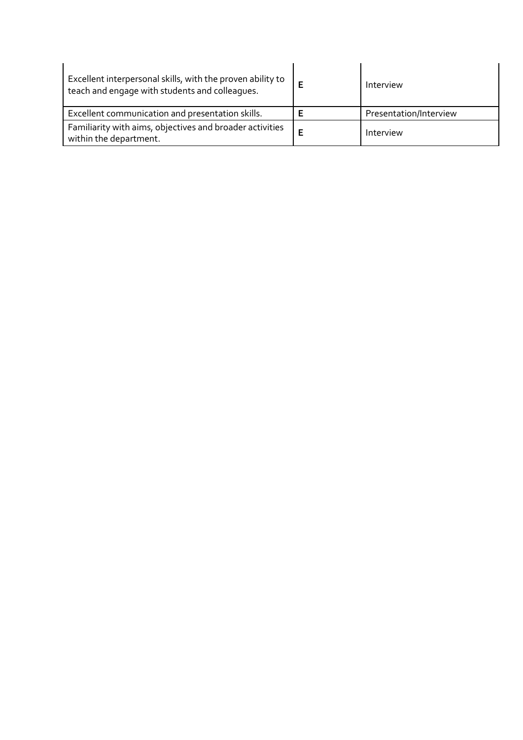| | | |
|---|---|---|
| Excellent interpersonal skills, with the proven ability to teach and engage with students and colleagues. | **E** | Interview |
| Excellent communication and presentation skills. | **E** | Presentation/Interview |
| Familiarity with aims, objectives and broader activities within the department. | **E** | Interview |